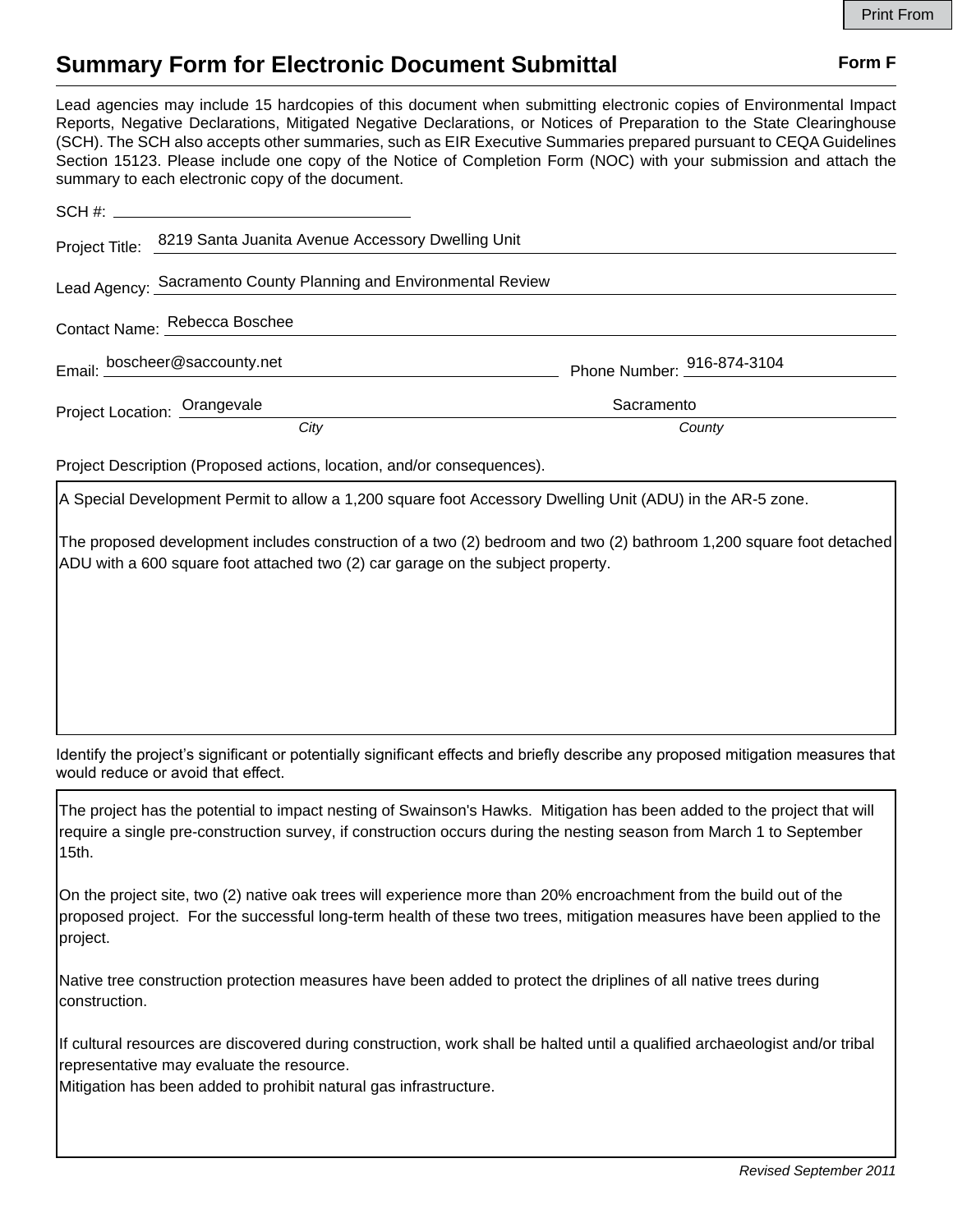# Summary Form for Electronic Document Submittal

**Form F**

Lead agencies may include 15 hardcopies of this document when submitting electronic copies of Environmental Impact Reports, Negative Declarations, Mitigated Negative Declarations, or Notices of Preparation to the State Clearinghouse (SCH). The SCH also accepts other summaries, such as EIR Executive Summaries prepared pursuant to CEQA Guidelines Section 15123. Please include one copy of the Notice of Completion Form (NOC) with your submission and attach the summary to each electronic copy of the document.

SCH #:

Project Title: 8219 Santa Juanita Avenue Accessory Dwelling Unit

Lead Agency: Sacramento County Planning and Environmental Review

Contact Name: Rebecca Boschee

Email: boscheer@saccounty.net

Phone Number: 916-874-3104

Project Location: Orangevale (*City*), Sacramento (*County*)

Project Description (Proposed actions, location, and/or consequences).

A Special Development Permit to allow a 1,200 square foot Accessory Dwelling Unit (ADU) in the AR-5 zone.

The proposed development includes construction of a two (2) bedroom and two (2) bathroom 1,200 square foot detached ADU with a 600 square foot attached two (2) car garage on the subject property.

Identify the project's significant or potentially significant effects and briefly describe any proposed mitigation measures that would reduce or avoid that effect.

The project has the potential to impact nesting of Swainson's Hawks. Mitigation has been added to the project that will require a single pre-construction survey, if construction occurs during the nesting season from March 1 to September 15th.

On the project site, two (2) native oak trees will experience more than 20% encroachment from the build out of the proposed project. For the successful long-term health of these two trees, mitigation measures have been applied to the project.

Native tree construction protection measures have been added to protect the driplines of all native trees during construction.

If cultural resources are discovered during construction, work shall be halted until a qualified archaeologist and/or tribal representative may evaluate the resource.
Mitigation has been added to prohibit natural gas infrastructure.

*Revised September 2011*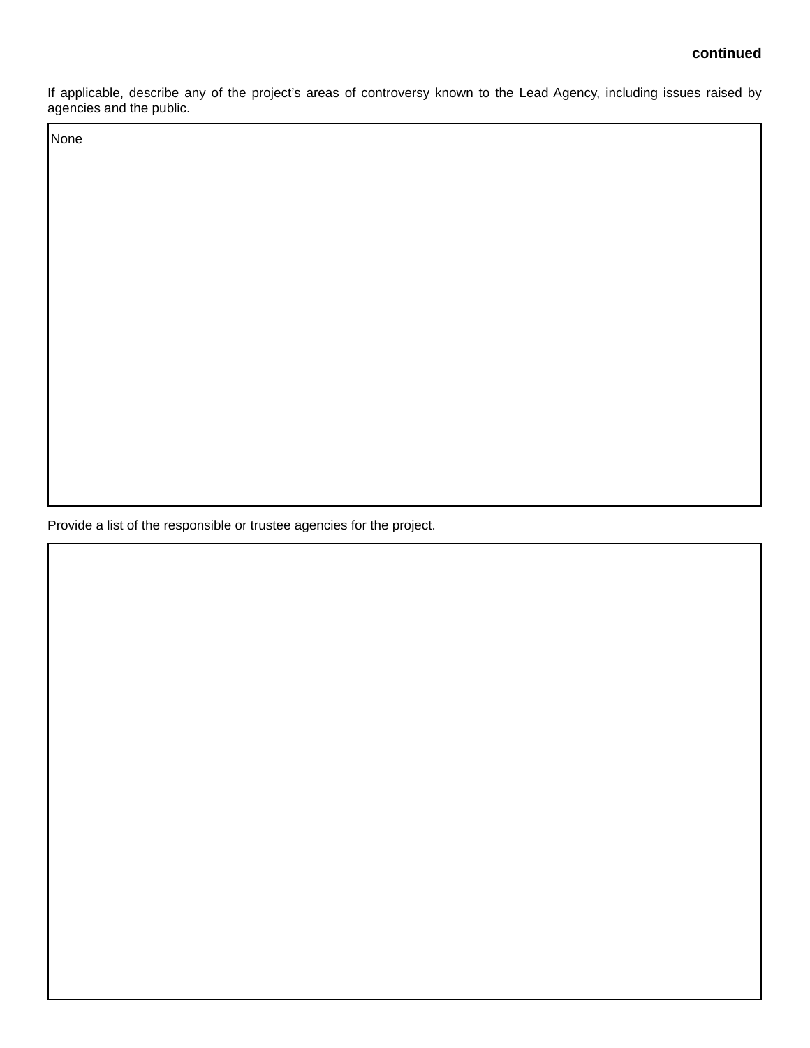If applicable, describe any of the project's areas of controversy known to the Lead Agency, including issues raised by agencies and the public.

None

Provide a list of the responsible or trustee agencies for the project.